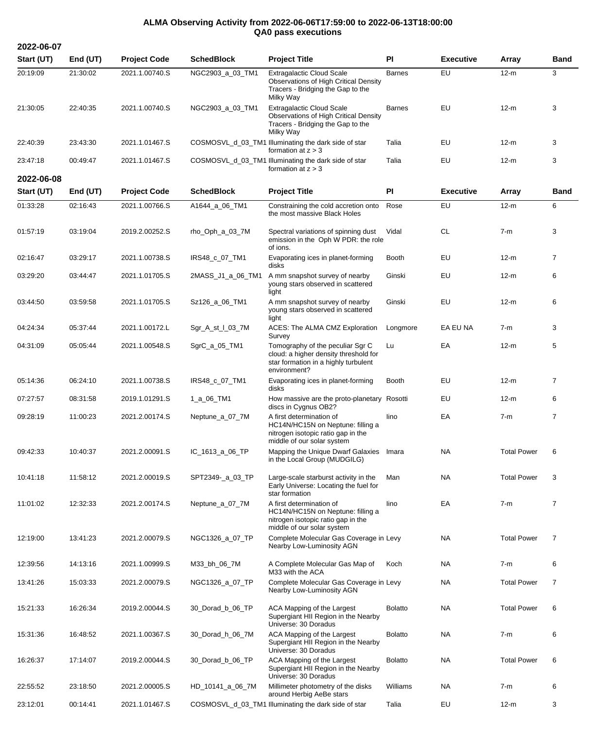# ALMA Observing Activity from 2022-06-06T17:59:00 to 2022-06-13T18:00:00
## QA0 pass executions

### 2022-06-07

| Start (UT) | End (UT) | Project Code | SchedBlock | Project Title | PI | Executive | Array | Band |
|---|---|---|---|---|---|---|---|---|
| 20:19:09 | 21:30:02 | 2021.1.00740.S | NGC2903_a_03_TM1 | Extragalactic Cloud Scale Observations of High Critical Density Tracers - Bridging the Gap to the Milky Way | Barnes | EU | 12-m | 3 |
| 21:30:05 | 22:40:35 | 2021.1.00740.S | NGC2903_a_03_TM1 | Extragalactic Cloud Scale Observations of High Critical Density Tracers - Bridging the Gap to the Milky Way | Barnes | EU | 12-m | 3 |
| 22:40:39 | 23:43:30 | 2021.1.01467.S | COSMOSVL_d_03_TM1 | Illuminating the dark side of star formation at z > 3 | Talia | EU | 12-m | 3 |
| 23:47:18 | 00:49:47 | 2021.1.01467.S | COSMOSVL_d_03_TM1 | Illuminating the dark side of star formation at z > 3 | Talia | EU | 12-m | 3 |

### 2022-06-08

| Start (UT) | End (UT) | Project Code | SchedBlock | Project Title | PI | Executive | Array | Band |
|---|---|---|---|---|---|---|---|---|
| 01:33:28 | 02:16:43 | 2021.1.00766.S | A1644_a_06_TM1 | Constraining the cold accretion onto the most massive Black Holes | Rose | EU | 12-m | 6 |
| 01:57:19 | 03:19:04 | 2019.2.00252.S | rho_Oph_a_03_7M | Spectral variations of spinning dust emission in the Oph W PDR: the role of ions. | Vidal | CL | 7-m | 3 |
| 02:16:47 | 03:29:17 | 2021.1.00738.S | IRS48_c_07_TM1 | Evaporating ices in planet-forming disks | Booth | EU | 12-m | 7 |
| 03:29:20 | 03:44:47 | 2021.1.01705.S | 2MASS_J1_a_06_TM1 | A mm snapshot survey of nearby young stars observed in scattered light | Ginski | EU | 12-m | 6 |
| 03:44:50 | 03:59:58 | 2021.1.01705.S | Sz126_a_06_TM1 | A mm snapshot survey of nearby young stars observed in scattered light | Ginski | EU | 12-m | 6 |
| 04:24:34 | 05:37:44 | 2021.1.00172.L | Sgr_A_st_l_03_7M | ACES: The ALMA CMZ Exploration Survey | Longmore | EA EU NA | 7-m | 3 |
| 04:31:09 | 05:05:44 | 2021.1.00548.S | SgrC_a_05_TM1 | Tomography of the peculiar Sgr C cloud: a higher density threshold for star formation in a highly turbulent environment? | Lu | EA | 12-m | 5 |
| 05:14:36 | 06:24:10 | 2021.1.00738.S | IRS48_c_07_TM1 | Evaporating ices in planet-forming disks | Booth | EU | 12-m | 7 |
| 07:27:57 | 08:31:58 | 2019.1.01291.S | 1_a_06_TM1 | How massive are the proto-planetary discs in Cygnus OB2? | Rosotti | EU | 12-m | 6 |
| 09:28:19 | 11:00:23 | 2021.2.00174.S | Neptune_a_07_7M | A first determination of HC14N/HC15N on Neptune: filling a nitrogen isotopic ratio gap in the middle of our solar system | Iino | EA | 7-m | 7 |
| 09:42:33 | 10:40:37 | 2021.2.00091.S | IC_1613_a_06_TP | Mapping the Unique Dwarf Galaxies in the Local Group (MUDGILG) | Imara | NA | Total Power | 6 |
| 10:41:18 | 11:58:12 | 2021.2.00019.S | SPT2349-_a_03_TP | Large-scale starburst activity in the Early Universe: Locating the fuel for star formation | Man | NA | Total Power | 3 |
| 11:01:02 | 12:32:33 | 2021.2.00174.S | Neptune_a_07_7M | A first determination of HC14N/HC15N on Neptune: filling a nitrogen isotopic ratio gap in the middle of our solar system | Iino | EA | 7-m | 7 |
| 12:19:00 | 13:41:23 | 2021.2.00079.S | NGC1326_a_07_TP | Complete Molecular Gas Coverage in Nearby Low-Luminosity AGN | Levy | NA | Total Power | 7 |
| 12:39:56 | 14:13:16 | 2021.1.00999.S | M33_bh_06_7M | A Complete Molecular Gas Map of M33 with the ACA | Koch | NA | 7-m | 6 |
| 13:41:26 | 15:03:33 | 2021.2.00079.S | NGC1326_a_07_TP | Complete Molecular Gas Coverage in Nearby Low-Luminosity AGN | Levy | NA | Total Power | 7 |
| 15:21:33 | 16:26:34 | 2019.2.00044.S | 30_Dorad_b_06_TP | ACA Mapping of the Largest Supergiant HII Region in the Nearby Universe: 30 Doradus | Bolatto | NA | Total Power | 6 |
| 15:31:36 | 16:48:52 | 2021.1.00367.S | 30_Dorad_h_06_7M | ACA Mapping of the Largest Supergiant HII Region in the Nearby Universe: 30 Doradus | Bolatto | NA | 7-m | 6 |
| 16:26:37 | 17:14:07 | 2019.2.00044.S | 30_Dorad_b_06_TP | ACA Mapping of the Largest Supergiant HII Region in the Nearby Universe: 30 Doradus | Bolatto | NA | Total Power | 6 |
| 22:55:52 | 23:18:50 | 2021.2.00005.S | HD_10141_a_06_7M | Millimeter photometry of the disks around Herbig AeBe stars | Williams | NA | 7-m | 6 |
| 23:12:01 | 00:14:41 | 2021.1.01467.S | COSMOSVL_d_03_TM1 | Illuminating the dark side of star | Talia | EU | 12-m | 3 |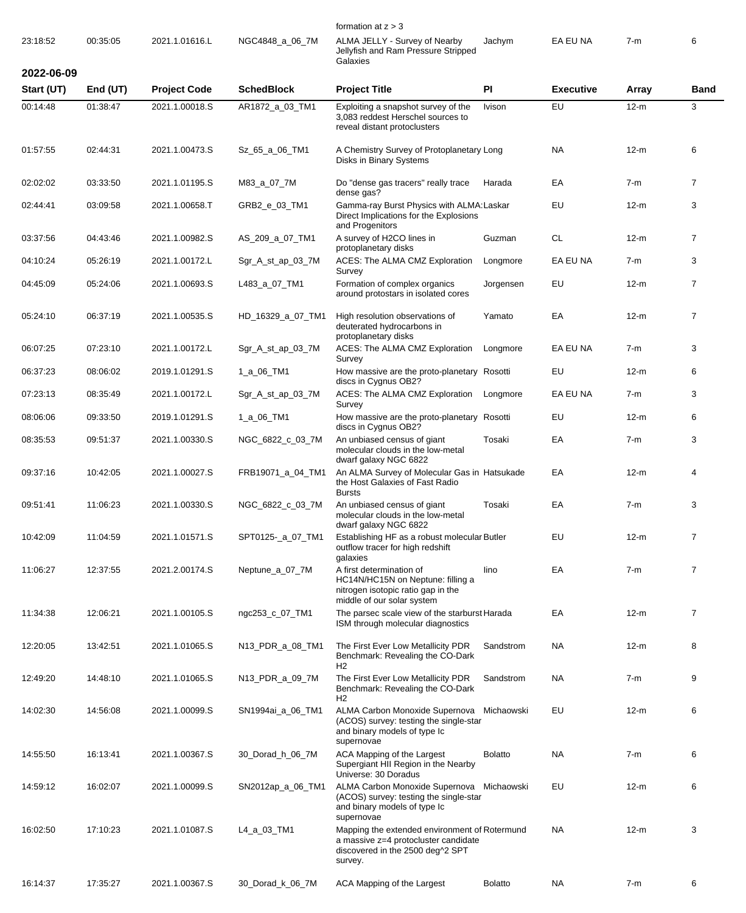| | | | | formation at z > 3 | | | | |
|---|---|---|---|---|---|---|---|---|
| 23:18:52 | 00:35:05 | 2021.1.01616.L | NGC4848_a_06_7M | ALMA JELLY - Survey of Nearby Jellyfish and Ram Pressure Stripped Galaxies | Jachym | EA EU NA | 7-m | 6 |

**2022-06-09**

| Start (UT) | End (UT) | Project Code | SchedBlock | Project Title | PI | Executive | Array | Band |
|---|---|---|---|---|---|---|---|---|
| 00:14:48 | 01:38:47 | 2021.1.00018.S | AR1872_a_03_TM1 | Exploiting a snapshot survey of the 3,083 reddest Herschel sources to reveal distant protoclusters | Ivison | EU | 12-m | 3 |
| 01:57:55 | 02:44:31 | 2021.1.00473.S | Sz_65_a_06_TM1 | A Chemistry Survey of Protoplanetary Disks in Binary Systems | Long | NA | 12-m | 6 |
| 02:02:02 | 03:33:50 | 2021.1.01195.S | M83_a_07_7M | Do "dense gas tracers" really trace dense gas? | Harada | EA | 7-m | 7 |
| 02:44:41 | 03:09:58 | 2021.1.00658.T | GRB2_e_03_TM1 | Gamma-ray Burst Physics with ALMA: Direct Implications for the Explosions and Progenitors | Laskar | EU | 12-m | 3 |
| 03:37:56 | 04:43:46 | 2021.1.00982.S | AS_209_a_07_TM1 | A survey of H2CO lines in protoplanetary disks | Guzman | CL | 12-m | 7 |
| 04:10:24 | 05:26:19 | 2021.1.00172.L | Sgr_A_st_ap_03_7M | ACES: The ALMA CMZ Exploration Survey | Longmore | EA EU NA | 7-m | 3 |
| 04:45:09 | 05:24:06 | 2021.1.00693.S | L483_a_07_TM1 | Formation of complex organics around protostars in isolated cores | Jorgensen | EU | 12-m | 7 |
| 05:24:10 | 06:37:19 | 2021.1.00535.S | HD_16329_a_07_TM1 | High resolution observations of deuterated hydrocarbons in protoplanetary disks | Yamato | EA | 12-m | 7 |
| 06:07:25 | 07:23:10 | 2021.1.00172.L | Sgr_A_st_ap_03_7M | ACES: The ALMA CMZ Exploration Survey | Longmore | EA EU NA | 7-m | 3 |
| 06:37:23 | 08:06:02 | 2019.1.01291.S | 1_a_06_TM1 | How massive are the proto-planetary discs in Cygnus OB2? | Rosotti | EU | 12-m | 6 |
| 07:23:13 | 08:35:49 | 2021.1.00172.L | Sgr_A_st_ap_03_7M | ACES: The ALMA CMZ Exploration Survey | Longmore | EA EU NA | 7-m | 3 |
| 08:06:06 | 09:33:50 | 2019.1.01291.S | 1_a_06_TM1 | How massive are the proto-planetary discs in Cygnus OB2? | Rosotti | EU | 12-m | 6 |
| 08:35:53 | 09:51:37 | 2021.1.00330.S | NGC_6822_c_03_7M | An unbiased census of giant molecular clouds in the low-metal dwarf galaxy NGC 6822 | Tosaki | EA | 7-m | 3 |
| 09:37:16 | 10:42:05 | 2021.1.00027.S | FRB19071_a_04_TM1 | An ALMA Survey of Molecular Gas in the Host Galaxies of Fast Radio Bursts | Hatsukade | EA | 12-m | 4 |
| 09:51:41 | 11:06:23 | 2021.1.00330.S | NGC_6822_c_03_7M | An unbiased census of giant molecular clouds in the low-metal dwarf galaxy NGC 6822 | Tosaki | EA | 7-m | 3 |
| 10:42:09 | 11:04:59 | 2021.1.01571.S | SPT0125-_a_07_TM1 | Establishing HF as a robust molecular outflow tracer for high redshift galaxies | Butler | EU | 12-m | 7 |
| 11:06:27 | 12:37:55 | 2021.2.00174.S | Neptune_a_07_7M | A first determination of HC14N/HC15N on Neptune: filling a nitrogen isotopic ratio gap in the middle of our solar system | Iino | EA | 7-m | 7 |
| 11:34:38 | 12:06:21 | 2021.1.00105.S | ngc253_c_07_TM1 | The parsec scale view of the starburst ISM through molecular diagnostics | Harada | EA | 12-m | 7 |
| 12:20:05 | 13:42:51 | 2021.1.01065.S | N13_PDR_a_08_TM1 | The First Ever Low Metallicity PDR Benchmark: Revealing the CO-Dark H2 | Sandstrom | NA | 12-m | 8 |
| 12:49:20 | 14:48:10 | 2021.1.01065.S | N13_PDR_a_09_7M | The First Ever Low Metallicity PDR Benchmark: Revealing the CO-Dark H2 | Sandstrom | NA | 7-m | 9 |
| 14:02:30 | 14:56:08 | 2021.1.00099.S | SN1994ai_a_06_TM1 | ALMA Carbon Monoxide Supernova (ACOS) survey: testing the single-star and binary models of type Ic supernovae | Michaowski | EU | 12-m | 6 |
| 14:55:50 | 16:13:41 | 2021.1.00367.S | 30_Dorad_h_06_7M | ACA Mapping of the Largest Supergiant HII Region in the Nearby Universe: 30 Doradus | Bolatto | NA | 7-m | 6 |
| 14:59:12 | 16:02:07 | 2021.1.00099.S | SN2012ap_a_06_TM1 | ALMA Carbon Monoxide Supernova (ACOS) survey: testing the single-star and binary models of type Ic supernovae | Michaowski | EU | 12-m | 6 |
| 16:02:50 | 17:10:23 | 2021.1.01087.S | L4_a_03_TM1 | Mapping the extended environment of a massive z=4 protocluster candidate discovered in the 2500 deg^2 SPT survey. | Rotermund | NA | 12-m | 3 |
| 16:14:37 | 17:35:27 | 2021.1.00367.S | 30_Dorad_k_06_7M | ACA Mapping of the Largest | Bolatto | NA | 7-m | 6 |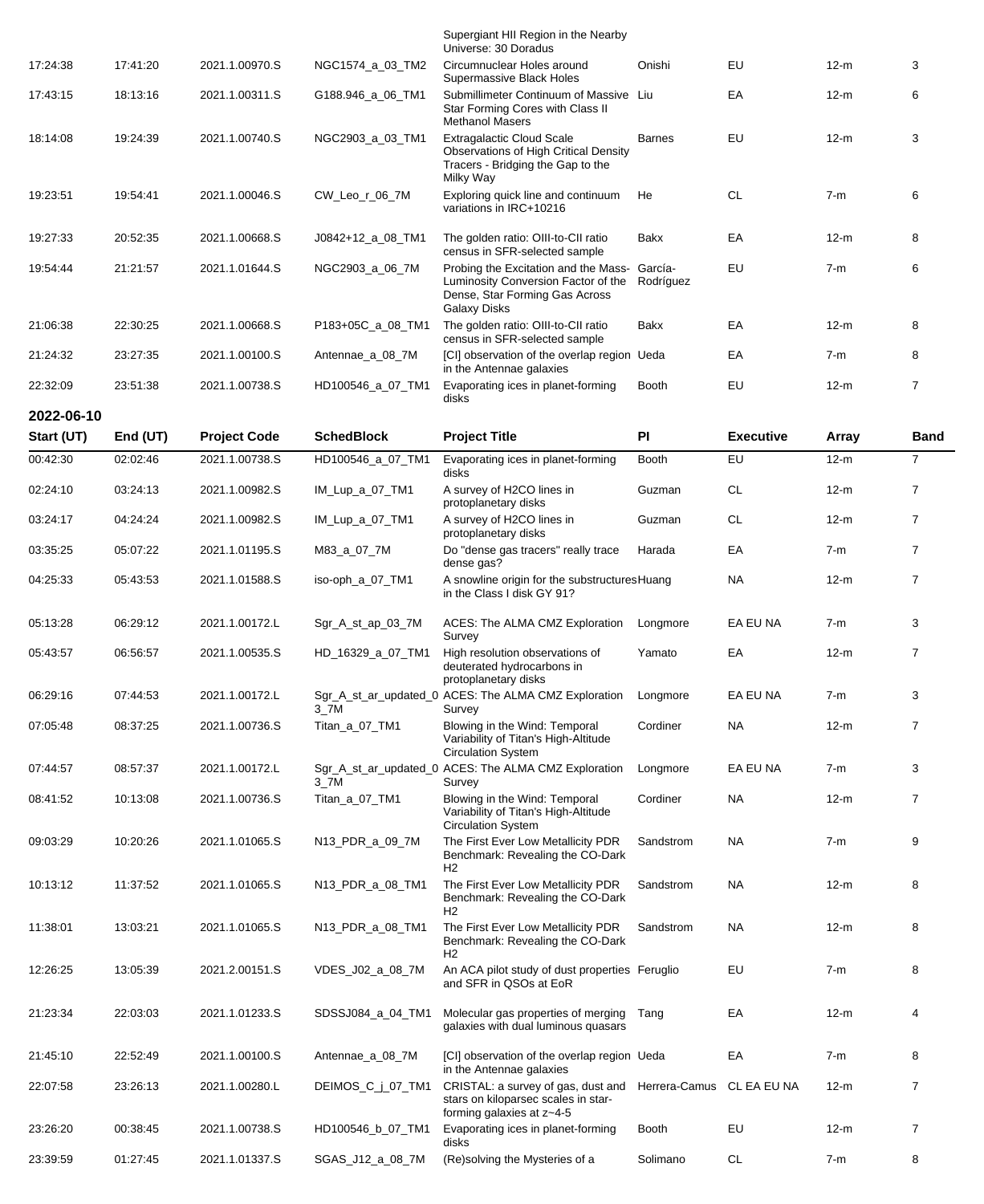| | | | | Supergiant HII Region in the Nearby Universe: 30 Doradus | | | | |
|---|---|---|---|---|---|---|---|---|
| 17:24:38 | 17:41:20 | 2021.1.00970.S | NGC1574_a_03_TM2 | Circumnuclear Holes around Supermassive Black Holes | Onishi | EU | 12-m | 3 |
| 17:43:15 | 18:13:16 | 2021.1.00311.S | G188.946_a_06_TM1 | Submillimeter Continuum of Massive Star Forming Cores with Class II Methanol Masers | Liu | EA | 12-m | 6 |
| 18:14:08 | 19:24:39 | 2021.1.00740.S | NGC2903_a_03_TM1 | Extragalactic Cloud Scale Observations of High Critical Density Tracers - Bridging the Gap to the Milky Way | Barnes | EU | 12-m | 3 |
| 19:23:51 | 19:54:41 | 2021.1.00046.S | CW_Leo_r_06_7M | Exploring quick line and continuum variations in IRC+10216 | He | CL | 7-m | 6 |
| 19:27:33 | 20:52:35 | 2021.1.00668.S | J0842+12_a_08_TM1 | The golden ratio: OIII-to-CII ratio census in SFR-selected sample | Bakx | EA | 12-m | 8 |
| 19:54:44 | 21:21:57 | 2021.1.01644.S | NGC2903_a_06_7M | Probing the Excitation and the Mass-Luminosity Conversion Factor of the Dense, Star Forming Gas Across Galaxy Disks | García-Rodríguez | EU | 7-m | 6 |
| 21:06:38 | 22:30:25 | 2021.1.00668.S | P183+05C_a_08_TM1 | The golden ratio: OIII-to-CII ratio census in SFR-selected sample | Bakx | EA | 12-m | 8 |
| 21:24:32 | 23:27:35 | 2021.1.00100.S | Antennae_a_08_7M | [CI] observation of the overlap region in the Antennae galaxies | Ueda | EA | 7-m | 8 |
| 22:32:09 | 23:51:38 | 2021.1.00738.S | HD100546_a_07_TM1 | Evaporating ices in planet-forming disks | Booth | EU | 12-m | 7 |

**2022-06-10**

| Start (UT) | End (UT) | Project Code | SchedBlock | Project Title | PI | Executive | Array | Band |
|---|---|---|---|---|---|---|---|---|
| 00:42:30 | 02:02:46 | 2021.1.00738.S | HD100546_a_07_TM1 | Evaporating ices in planet-forming disks | Booth | EU | 12-m | 7 |
| 02:24:10 | 03:24:13 | 2021.1.00982.S | IM_Lup_a_07_TM1 | A survey of H2CO lines in protoplanetary disks | Guzman | CL | 12-m | 7 |
| 03:24:17 | 04:24:24 | 2021.1.00982.S | IM_Lup_a_07_TM1 | A survey of H2CO lines in protoplanetary disks | Guzman | CL | 12-m | 7 |
| 03:35:25 | 05:07:22 | 2021.1.01195.S | M83_a_07_7M | Do "dense gas tracers" really trace dense gas? | Harada | EA | 7-m | 7 |
| 04:25:33 | 05:43:53 | 2021.1.01588.S | iso-oph_a_07_TM1 | A snowline origin for the substructures in the Class I disk GY 91? | Huang | NA | 12-m | 7 |
| 05:13:28 | 06:29:12 | 2021.1.00172.L | Sgr_A_st_ap_03_7M | ACES: The ALMA CMZ Exploration Survey | Longmore | EA EU NA | 7-m | 3 |
| 05:43:57 | 06:56:57 | 2021.1.00535.S | HD_16329_a_07_TM1 | High resolution observations of deuterated hydrocarbons in protoplanetary disks | Yamato | EA | 12-m | 7 |
| 06:29:16 | 07:44:53 | 2021.1.00172.L | Sgr_A_st_ar_updated_03_7M | ACES: The ALMA CMZ Exploration Survey | Longmore | EA EU NA | 7-m | 3 |
| 07:05:48 | 08:37:25 | 2021.1.00736.S | Titan_a_07_TM1 | Blowing in the Wind: Temporal Variability of Titan's High-Altitude Circulation System | Cordiner | NA | 12-m | 7 |
| 07:44:57 | 08:57:37 | 2021.1.00172.L | Sgr_A_st_ar_updated_03_7M | ACES: The ALMA CMZ Exploration Survey | Longmore | EA EU NA | 7-m | 3 |
| 08:41:52 | 10:13:08 | 2021.1.00736.S | Titan_a_07_TM1 | Blowing in the Wind: Temporal Variability of Titan's High-Altitude Circulation System | Cordiner | NA | 12-m | 7 |
| 09:03:29 | 10:20:26 | 2021.1.01065.S | N13_PDR_a_09_7M | The First Ever Low Metallicity PDR Benchmark: Revealing the CO-Dark H2 | Sandstrom | NA | 7-m | 9 |
| 10:13:12 | 11:37:52 | 2021.1.01065.S | N13_PDR_a_08_TM1 | The First Ever Low Metallicity PDR Benchmark: Revealing the CO-Dark H2 | Sandstrom | NA | 12-m | 8 |
| 11:38:01 | 13:03:21 | 2021.1.01065.S | N13_PDR_a_08_TM1 | The First Ever Low Metallicity PDR Benchmark: Revealing the CO-Dark H2 | Sandstrom | NA | 12-m | 8 |
| 12:26:25 | 13:05:39 | 2021.2.00151.S | VDES_J02_a_08_7M | An ACA pilot study of dust properties and SFR in QSOs at EoR | Feruglio | EU | 7-m | 8 |
| 21:23:34 | 22:03:03 | 2021.1.01233.S | SDSSJ084_a_04_TM1 | Molecular gas properties of merging galaxies with dual luminous quasars | Tang | EA | 12-m | 4 |
| 21:45:10 | 22:52:49 | 2021.1.00100.S | Antennae_a_08_7M | [CI] observation of the overlap region in the Antennae galaxies | Ueda | EA | 7-m | 8 |
| 22:07:58 | 23:26:13 | 2021.1.00280.L | DEIMOS_C_j_07_TM1 | CRISTAL: a survey of gas, dust and stars on kiloparsec scales in star-forming galaxies at z~4-5 | Herrera-Camus | CL EA EU NA | 12-m | 7 |
| 23:26:20 | 00:38:45 | 2021.1.00738.S | HD100546_b_07_TM1 | Evaporating ices in planet-forming disks | Booth | EU | 12-m | 7 |
| 23:39:59 | 01:27:45 | 2021.1.01337.S | SGAS_J12_a_08_7M | (Re)solving the Mysteries of a | Solimano | CL | 7-m | 8 |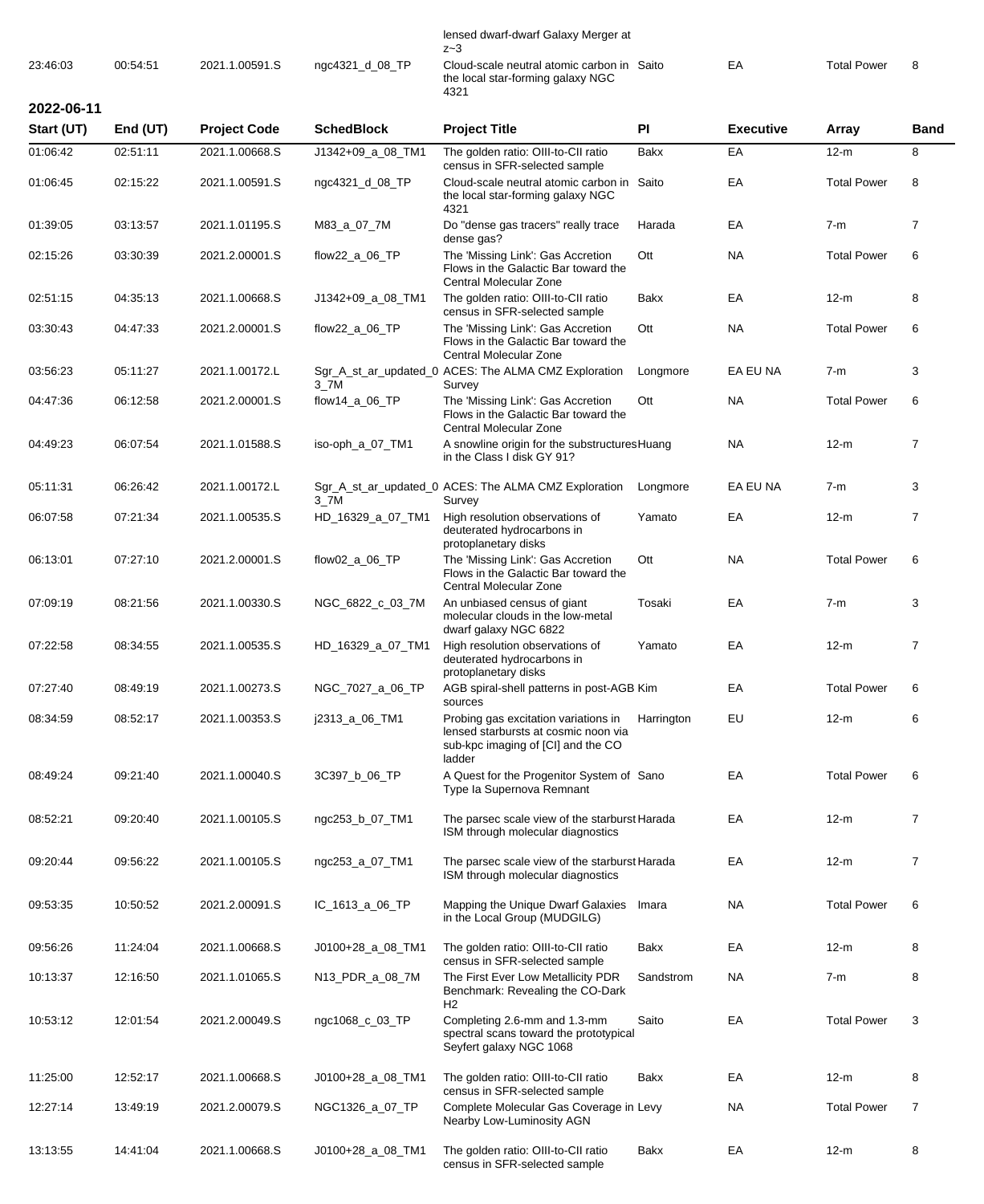| | | | | lensed dwarf-dwarf Galaxy Merger at z~3 | | | | |
|---|---|---|---|---|---|---|---|---|
| 23:46:03 | 00:54:51 | 2021.1.00591.S | ngc4321_d_08_TP | Cloud-scale neutral atomic carbon in the local star-forming galaxy NGC 4321 | Saito | EA | Total Power | 8 |

**2022-06-11**

| Start (UT) | End (UT) | Project Code | SchedBlock | Project Title | PI | Executive | Array | Band |
|---|---|---|---|---|---|---|---|---|
| 01:06:42 | 02:51:11 | 2021.1.00668.S | J1342+09_a_08_TM1 | The golden ratio: OIII-to-CII ratio census in SFR-selected sample | Bakx | EA | 12-m | 8 |
| 01:06:45 | 02:15:22 | 2021.1.00591.S | ngc4321_d_08_TP | Cloud-scale neutral atomic carbon in the local star-forming galaxy NGC 4321 | Saito | EA | Total Power | 8 |
| 01:39:05 | 03:13:57 | 2021.1.01195.S | M83_a_07_7M | Do "dense gas tracers" really trace dense gas? | Harada | EA | 7-m | 7 |
| 02:15:26 | 03:30:39 | 2021.2.00001.S | flow22_a_06_TP | The 'Missing Link': Gas Accretion Flows in the Galactic Bar toward the Central Molecular Zone | Ott | NA | Total Power | 6 |
| 02:51:15 | 04:35:13 | 2021.1.00668.S | J1342+09_a_08_TM1 | The golden ratio: OIII-to-CII ratio census in SFR-selected sample | Bakx | EA | 12-m | 8 |
| 03:30:43 | 04:47:33 | 2021.2.00001.S | flow22_a_06_TP | The 'Missing Link': Gas Accretion Flows in the Galactic Bar toward the Central Molecular Zone | Ott | NA | Total Power | 6 |
| 03:56:23 | 05:11:27 | 2021.1.00172.L | Sgr_A_st_ar_updated_03_7M | ACES: The ALMA CMZ Exploration Survey | Longmore | EA EU NA | 7-m | 3 |
| 04:47:36 | 06:12:58 | 2021.2.00001.S | flow14_a_06_TP | The 'Missing Link': Gas Accretion Flows in the Galactic Bar toward the Central Molecular Zone | Ott | NA | Total Power | 6 |
| 04:49:23 | 06:07:54 | 2021.1.01588.S | iso-oph_a_07_TM1 | A snowline origin for the substructures in the Class I disk GY 91? | Huang | NA | 12-m | 7 |
| 05:11:31 | 06:26:42 | 2021.1.00172.L | Sgr_A_st_ar_updated_03_7M | ACES: The ALMA CMZ Exploration Survey | Longmore | EA EU NA | 7-m | 3 |
| 06:07:58 | 07:21:34 | 2021.1.00535.S | HD_16329_a_07_TM1 | High resolution observations of deuterated hydrocarbons in protoplanetary disks | Yamato | EA | 12-m | 7 |
| 06:13:01 | 07:27:10 | 2021.2.00001.S | flow02_a_06_TP | The 'Missing Link': Gas Accretion Flows in the Galactic Bar toward the Central Molecular Zone | Ott | NA | Total Power | 6 |
| 07:09:19 | 08:21:56 | 2021.1.00330.S | NGC_6822_c_03_7M | An unbiased census of giant molecular clouds in the low-metal dwarf galaxy NGC 6822 | Tosaki | EA | 7-m | 3 |
| 07:22:58 | 08:34:55 | 2021.1.00535.S | HD_16329_a_07_TM1 | High resolution observations of deuterated hydrocarbons in protoplanetary disks | Yamato | EA | 12-m | 7 |
| 07:27:40 | 08:49:19 | 2021.1.00273.S | NGC_7027_a_06_TP | AGB spiral-shell patterns in post-AGB sources | Kim | EA | Total Power | 6 |
| 08:34:59 | 08:52:17 | 2021.1.00353.S | j2313_a_06_TM1 | Probing gas excitation variations in lensed starbursts at cosmic noon via sub-kpc imaging of [CI] and the CO ladder | Harrington | EU | 12-m | 6 |
| 08:49:24 | 09:21:40 | 2021.1.00040.S | 3C397_b_06_TP | A Quest for the Progenitor System of Type Ia Supernova Remnant | Sano | EA | Total Power | 6 |
| 08:52:21 | 09:20:40 | 2021.1.00105.S | ngc253_b_07_TM1 | The parsec scale view of the starburst ISM through molecular diagnostics | Harada | EA | 12-m | 7 |
| 09:20:44 | 09:56:22 | 2021.1.00105.S | ngc253_a_07_TM1 | The parsec scale view of the starburst ISM through molecular diagnostics | Harada | EA | 12-m | 7 |
| 09:53:35 | 10:50:52 | 2021.2.00091.S | IC_1613_a_06_TP | Mapping the Unique Dwarf Galaxies in the Local Group (MUDGILG) | Imara | NA | Total Power | 6 |
| 09:56:26 | 11:24:04 | 2021.1.00668.S | J0100+28_a_08_TM1 | The golden ratio: OIII-to-CII ratio census in SFR-selected sample | Bakx | EA | 12-m | 8 |
| 10:13:37 | 12:16:50 | 2021.1.01065.S | N13_PDR_a_08_7M | The First Ever Low Metallicity PDR Benchmark: Revealing the CO-Dark H2 | Sandstrom | NA | 7-m | 8 |
| 10:53:12 | 12:01:54 | 2021.2.00049.S | ngc1068_c_03_TP | Completing 2.6-mm and 1.3-mm spectral scans toward the prototypical Seyfert galaxy NGC 1068 | Saito | EA | Total Power | 3 |
| 11:25:00 | 12:52:17 | 2021.1.00668.S | J0100+28_a_08_TM1 | The golden ratio: OIII-to-CII ratio census in SFR-selected sample | Bakx | EA | 12-m | 8 |
| 12:27:14 | 13:49:19 | 2021.2.00079.S | NGC1326_a_07_TP | Complete Molecular Gas Coverage in Nearby Low-Luminosity AGN | Levy | NA | Total Power | 7 |
| 13:13:55 | 14:41:04 | 2021.1.00668.S | J0100+28_a_08_TM1 | The golden ratio: OIII-to-CII ratio census in SFR-selected sample | Bakx | EA | 12-m | 8 |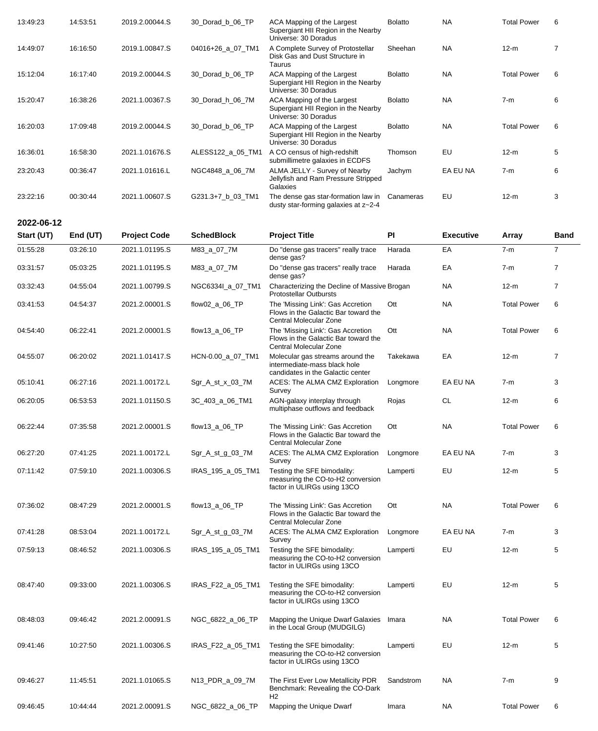| Start (UT) | End (UT) | Project Code | SchedBlock | Project Title | PI | Executive | Array | Band |
|---|---|---|---|---|---|---|---|---|
| 13:49:23 | 14:53:51 | 2019.2.00044.S | 30_Dorad_b_06_TP | ACA Mapping of the Largest Supergiant HII Region in the Nearby Universe: 30 Doradus | Bolatto | NA | Total Power | 6 |
| 14:49:07 | 16:16:50 | 2019.1.00847.S | 04016+26_a_07_TM1 | A Complete Survey of Protostellar Disk Gas and Dust Structure in Taurus | Sheehan | NA | 12-m | 7 |
| 15:12:04 | 16:17:40 | 2019.2.00044.S | 30_Dorad_b_06_TP | ACA Mapping of the Largest Supergiant HII Region in the Nearby Universe: 30 Doradus | Bolatto | NA | Total Power | 6 |
| 15:20:47 | 16:38:26 | 2021.1.00367.S | 30_Dorad_h_06_7M | ACA Mapping of the Largest Supergiant HII Region in the Nearby Universe: 30 Doradus | Bolatto | NA | 7-m | 6 |
| 16:20:03 | 17:09:48 | 2019.2.00044.S | 30_Dorad_b_06_TP | ACA Mapping of the Largest Supergiant HII Region in the Nearby Universe: 30 Doradus | Bolatto | NA | Total Power | 6 |
| 16:36:01 | 16:58:30 | 2021.1.01676.S | ALESS122_a_05_TM1 | A CO census of high-redshift submillimetre galaxies in ECDFS | Thomson | EU | 12-m | 5 |
| 23:20:43 | 00:36:47 | 2021.1.01616.L | NGC4848_a_06_7M | ALMA JELLY - Survey of Nearby Jellyfish and Ram Pressure Stripped Galaxies | Jachym | EA EU NA | 7-m | 6 |
| 23:22:16 | 00:30:44 | 2021.1.00607.S | G231.3+7_b_03_TM1 | The dense gas star-formation law in dusty star-forming galaxies at z~2-4 | Canameras | EU | 12-m | 3 |

**2022-06-12**

| Start (UT) | End (UT) | Project Code | SchedBlock | Project Title | PI | Executive | Array | Band |
|---|---|---|---|---|---|---|---|---|
| 01:55:28 | 03:26:10 | 2021.1.01195.S | M83_a_07_7M | Do "dense gas tracers" really trace dense gas? | Harada | EA | 7-m | 7 |
| 03:31:57 | 05:03:25 | 2021.1.01195.S | M83_a_07_7M | Do "dense gas tracers" really trace dense gas? | Harada | EA | 7-m | 7 |
| 03:32:43 | 04:55:04 | 2021.1.00799.S | NGC6334I_a_07_TM1 | Characterizing the Decline of Massive Protostellar Outbursts | Brogan | NA | 12-m | 7 |
| 03:41:53 | 04:54:37 | 2021.2.00001.S | flow02_a_06_TP | The 'Missing Link': Gas Accretion Flows in the Galactic Bar toward the Central Molecular Zone | Ott | NA | Total Power | 6 |
| 04:54:40 | 06:22:41 | 2021.2.00001.S | flow13_a_06_TP | The 'Missing Link': Gas Accretion Flows in the Galactic Bar toward the Central Molecular Zone | Ott | NA | Total Power | 6 |
| 04:55:07 | 06:20:02 | 2021.1.01417.S | HCN-0.00_a_07_TM1 | Molecular gas streams around the intermediate-mass black hole candidates in the Galactic center | Takekawa | EA | 12-m | 7 |
| 05:10:41 | 06:27:16 | 2021.1.00172.L | Sgr_A_st_x_03_7M | ACES: The ALMA CMZ Exploration Survey | Longmore | EA EU NA | 7-m | 3 |
| 06:20:05 | 06:53:53 | 2021.1.01150.S | 3C_403_a_06_TM1 | AGN-galaxy interplay through multiphase outflows and feedback | Rojas | CL | 12-m | 6 |
| 06:22:44 | 07:35:58 | 2021.2.00001.S | flow13_a_06_TP | The 'Missing Link': Gas Accretion Flows in the Galactic Bar toward the Central Molecular Zone | Ott | NA | Total Power | 6 |
| 06:27:20 | 07:41:25 | 2021.1.00172.L | Sgr_A_st_g_03_7M | ACES: The ALMA CMZ Exploration Survey | Longmore | EA EU NA | 7-m | 3 |
| 07:11:42 | 07:59:10 | 2021.1.00306.S | IRAS_195_a_05_TM1 | Testing the SFE bimodality: measuring the CO-to-H2 conversion factor in ULIRGs using 13CO | Lamperti | EU | 12-m | 5 |
| 07:36:02 | 08:47:29 | 2021.2.00001.S | flow13_a_06_TP | The 'Missing Link': Gas Accretion Flows in the Galactic Bar toward the Central Molecular Zone | Ott | NA | Total Power | 6 |
| 07:41:28 | 08:53:04 | 2021.1.00172.L | Sgr_A_st_g_03_7M | ACES: The ALMA CMZ Exploration Survey | Longmore | EA EU NA | 7-m | 3 |
| 07:59:13 | 08:46:52 | 2021.1.00306.S | IRAS_195_a_05_TM1 | Testing the SFE bimodality: measuring the CO-to-H2 conversion factor in ULIRGs using 13CO | Lamperti | EU | 12-m | 5 |
| 08:47:40 | 09:33:00 | 2021.1.00306.S | IRAS_F22_a_05_TM1 | Testing the SFE bimodality: measuring the CO-to-H2 conversion factor in ULIRGs using 13CO | Lamperti | EU | 12-m | 5 |
| 08:48:03 | 09:46:42 | 2021.2.00091.S | NGC_6822_a_06_TP | Mapping the Unique Dwarf Galaxies in the Local Group (MUDGILG) | Imara | NA | Total Power | 6 |
| 09:41:46 | 10:27:50 | 2021.1.00306.S | IRAS_F22_a_05_TM1 | Testing the SFE bimodality: measuring the CO-to-H2 conversion factor in ULIRGs using 13CO | Lamperti | EU | 12-m | 5 |
| 09:46:27 | 11:45:51 | 2021.1.01065.S | N13_PDR_a_09_7M | The First Ever Low Metallicity PDR Benchmark: Revealing the CO-Dark H2 | Sandstrom | NA | 7-m | 9 |
| 09:46:45 | 10:44:44 | 2021.2.00091.S | NGC_6822_a_06_TP | Mapping the Unique Dwarf | Imara | NA | Total Power | 6 |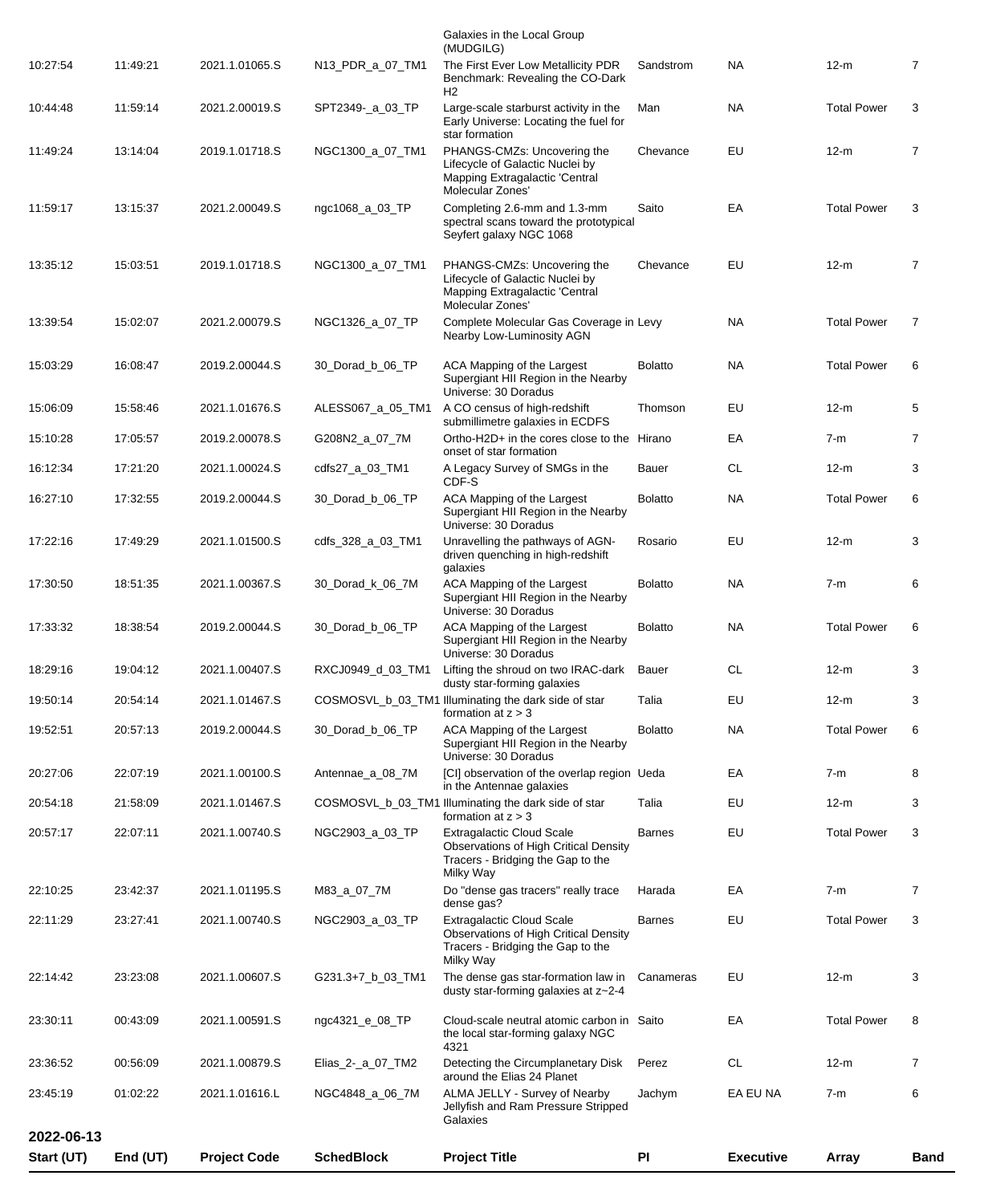| Start (UT) | End (UT) | Project Code | SchedBlock | Project Title | PI | Executive | Array | Band |
|---|---|---|---|---|---|---|---|---|
| | | | | Galaxies in the Local Group (MUDGILG) | | | | |
| 10:27:54 | 11:49:21 | 2021.1.01065.S | N13_PDR_a_07_TM1 | The First Ever Low Metallicity PDR Benchmark: Revealing the CO-Dark H2 | Sandstrom | NA | 12-m | 7 |
| 10:44:48 | 11:59:14 | 2021.2.00019.S | SPT2349-_a_03_TP | Large-scale starburst activity in the Early Universe: Locating the fuel for star formation | Man | NA | Total Power | 3 |
| 11:49:24 | 13:14:04 | 2019.1.01718.S | NGC1300_a_07_TM1 | PHANGS-CMZs: Uncovering the Lifecycle of Galactic Nuclei by Mapping Extragalactic 'Central Molecular Zones' | Chevance | EU | 12-m | 7 |
| 11:59:17 | 13:15:37 | 2021.2.00049.S | ngc1068_a_03_TP | Completing 2.6-mm and 1.3-mm spectral scans toward the prototypical Seyfert galaxy NGC 1068 | Saito | EA | Total Power | 3 |
| 13:35:12 | 15:03:51 | 2019.1.01718.S | NGC1300_a_07_TM1 | PHANGS-CMZs: Uncovering the Lifecycle of Galactic Nuclei by Mapping Extragalactic 'Central Molecular Zones' | Chevance | EU | 12-m | 7 |
| 13:39:54 | 15:02:07 | 2021.2.00079.S | NGC1326_a_07_TP | Complete Molecular Gas Coverage in Nearby Low-Luminosity AGN | Levy | NA | Total Power | 7 |
| 15:03:29 | 16:08:47 | 2019.2.00044.S | 30_Dorad_b_06_TP | ACA Mapping of the Largest Supergiant HII Region in the Nearby Universe: 30 Doradus | Bolatto | NA | Total Power | 6 |
| 15:06:09 | 15:58:46 | 2021.1.01676.S | ALESS067_a_05_TM1 | A CO census of high-redshift submillimetre galaxies in ECDFS | Thomson | EU | 12-m | 5 |
| 15:10:28 | 17:05:57 | 2019.2.00078.S | G208N2_a_07_7M | Ortho-H2D+ in the cores close to the onset of star formation | Hirano | EA | 7-m | 7 |
| 16:12:34 | 17:21:20 | 2021.1.00024.S | cdfs27_a_03_TM1 | A Legacy Survey of SMGs in the CDF-S | Bauer | CL | 12-m | 3 |
| 16:27:10 | 17:32:55 | 2019.2.00044.S | 30_Dorad_b_06_TP | ACA Mapping of the Largest Supergiant HII Region in the Nearby Universe: 30 Doradus | Bolatto | NA | Total Power | 6 |
| 17:22:16 | 17:49:29 | 2021.1.01500.S | cdfs_328_a_03_TM1 | Unravelling the pathways of AGN-driven quenching in high-redshift galaxies | Rosario | EU | 12-m | 3 |
| 17:30:50 | 18:51:35 | 2021.1.00367.S | 30_Dorad_k_06_7M | ACA Mapping of the Largest Supergiant HII Region in the Nearby Universe: 30 Doradus | Bolatto | NA | 7-m | 6 |
| 17:33:32 | 18:38:54 | 2019.2.00044.S | 30_Dorad_b_06_TP | ACA Mapping of the Largest Supergiant HII Region in the Nearby Universe: 30 Doradus | Bolatto | NA | Total Power | 6 |
| 18:29:16 | 19:04:12 | 2021.1.00407.S | RXCJ0949_d_03_TM1 | Lifting the shroud on two IRAC-dark dusty star-forming galaxies | Bauer | CL | 12-m | 3 |
| 19:50:14 | 20:54:14 | 2021.1.01467.S | COSMOSVL_b_03_TM1 | Illuminating the dark side of star formation at z > 3 | Talia | EU | 12-m | 3 |
| 19:52:51 | 20:57:13 | 2019.2.00044.S | 30_Dorad_b_06_TP | ACA Mapping of the Largest Supergiant HII Region in the Nearby Universe: 30 Doradus | Bolatto | NA | Total Power | 6 |
| 20:27:06 | 22:07:19 | 2021.1.00100.S | Antennae_a_08_7M | [CI] observation of the overlap region in the Antennae galaxies | Ueda | EA | 7-m | 8 |
| 20:54:18 | 21:58:09 | 2021.1.01467.S | COSMOSVL_b_03_TM1 | Illuminating the dark side of star formation at z > 3 | Talia | EU | 12-m | 3 |
| 20:57:17 | 22:07:11 | 2021.1.00740.S | NGC2903_a_03_TP | Extragalactic Cloud Scale Observations of High Critical Density Tracers - Bridging the Gap to the Milky Way | Barnes | EU | Total Power | 3 |
| 22:10:25 | 23:42:37 | 2021.1.01195.S | M83_a_07_7M | Do "dense gas tracers" really trace dense gas? | Harada | EA | 7-m | 7 |
| 22:11:29 | 23:27:41 | 2021.1.00740.S | NGC2903_a_03_TP | Extragalactic Cloud Scale Observations of High Critical Density Tracers - Bridging the Gap to the Milky Way | Barnes | EU | Total Power | 3 |
| 22:14:42 | 23:23:08 | 2021.1.00607.S | G231.3+7_b_03_TM1 | The dense gas star-formation law in dusty star-forming galaxies at z~2-4 | Canameras | EU | 12-m | 3 |
| 23:30:11 | 00:43:09 | 2021.1.00591.S | ngc4321_e_08_TP | Cloud-scale neutral atomic carbon in the local star-forming galaxy NGC 4321 | Saito | EA | Total Power | 8 |
| 23:36:52 | 00:56:09 | 2021.1.00879.S | Elias_2-_a_07_TM2 | Detecting the Circumplanetary Disk around the Elias 24 Planet | Perez | CL | 12-m | 7 |
| 23:45:19 | 01:02:22 | 2021.1.01616.L | NGC4848_a_06_7M | ALMA JELLY - Survey of Nearby Jellyfish and Ram Pressure Stripped Galaxies | Jachym | EA EU NA | 7-m | 6 |

**2022-06-13**

| Start (UT) | End (UT) | Project Code | SchedBlock | Project Title | PI | Executive | Array | Band |
|---|---|---|---|---|---|---|---|---|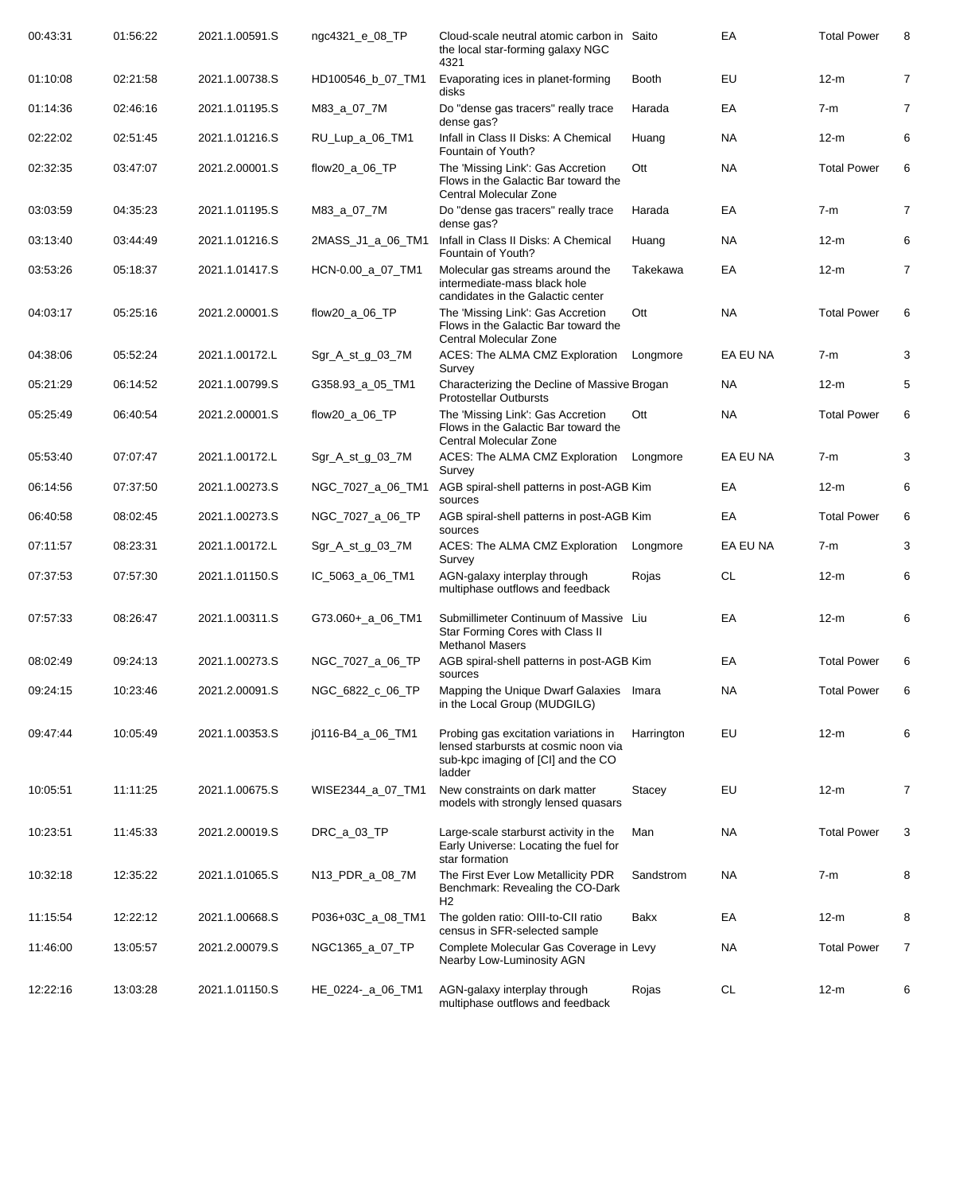| | | | | | | | | |
|---|---|---|---|---|---|---|---|---|
| 00:43:31 | 01:56:22 | 2021.1.00591.S | ngc4321_e_08_TP | Cloud-scale neutral atomic carbon in the local star-forming galaxy NGC 4321 | Saito | EA | Total Power | 8 |
| 01:10:08 | 02:21:58 | 2021.1.00738.S | HD100546_b_07_TM1 | Evaporating ices in planet-forming disks | Booth | EU | 12-m | 7 |
| 01:14:36 | 02:46:16 | 2021.1.01195.S | M83_a_07_7M | Do "dense gas tracers" really trace dense gas? | Harada | EA | 7-m | 7 |
| 02:22:02 | 02:51:45 | 2021.1.01216.S | RU_Lup_a_06_TM1 | Infall in Class II Disks: A Chemical Fountain of Youth? | Huang | NA | 12-m | 6 |
| 02:32:35 | 03:47:07 | 2021.2.00001.S | flow20_a_06_TP | The 'Missing Link': Gas Accretion Flows in the Galactic Bar toward the Central Molecular Zone | Ott | NA | Total Power | 6 |
| 03:03:59 | 04:35:23 | 2021.1.01195.S | M83_a_07_7M | Do "dense gas tracers" really trace dense gas? | Harada | EA | 7-m | 7 |
| 03:13:40 | 03:44:49 | 2021.1.01216.S | 2MASS_J1_a_06_TM1 | Infall in Class II Disks: A Chemical Fountain of Youth? | Huang | NA | 12-m | 6 |
| 03:53:26 | 05:18:37 | 2021.1.01417.S | HCN-0.00_a_07_TM1 | Molecular gas streams around the intermediate-mass black hole candidates in the Galactic center | Takekawa | EA | 12-m | 7 |
| 04:03:17 | 05:25:16 | 2021.2.00001.S | flow20_a_06_TP | The 'Missing Link': Gas Accretion Flows in the Galactic Bar toward the Central Molecular Zone | Ott | NA | Total Power | 6 |
| 04:38:06 | 05:52:24 | 2021.1.00172.L | Sgr_A_st_g_03_7M | ACES: The ALMA CMZ Exploration Survey | Longmore | EA EU NA | 7-m | 3 |
| 05:21:29 | 06:14:52 | 2021.1.00799.S | G358.93_a_05_TM1 | Characterizing the Decline of Massive Protostellar Outbursts | Brogan | NA | 12-m | 5 |
| 05:25:49 | 06:40:54 | 2021.2.00001.S | flow20_a_06_TP | The 'Missing Link': Gas Accretion Flows in the Galactic Bar toward the Central Molecular Zone | Ott | NA | Total Power | 6 |
| 05:53:40 | 07:07:47 | 2021.1.00172.L | Sgr_A_st_g_03_7M | ACES: The ALMA CMZ Exploration Survey | Longmore | EA EU NA | 7-m | 3 |
| 06:14:56 | 07:37:50 | 2021.1.00273.S | NGC_7027_a_06_TM1 | AGB spiral-shell patterns in post-AGB sources | Kim | EA | 12-m | 6 |
| 06:40:58 | 08:02:45 | 2021.1.00273.S | NGC_7027_a_06_TP | AGB spiral-shell patterns in post-AGB sources | Kim | EA | Total Power | 6 |
| 07:11:57 | 08:23:31 | 2021.1.00172.L | Sgr_A_st_g_03_7M | ACES: The ALMA CMZ Exploration Survey | Longmore | EA EU NA | 7-m | 3 |
| 07:37:53 | 07:57:30 | 2021.1.01150.S | IC_5063_a_06_TM1 | AGN-galaxy interplay through multiphase outflows and feedback | Rojas | CL | 12-m | 6 |
| 07:57:33 | 08:26:47 | 2021.1.00311.S | G73.060+_a_06_TM1 | Submillimeter Continuum of Massive Star Forming Cores with Class II Methanol Masers | Liu | EA | 12-m | 6 |
| 08:02:49 | 09:24:13 | 2021.1.00273.S | NGC_7027_a_06_TP | AGB spiral-shell patterns in post-AGB sources | Kim | EA | Total Power | 6 |
| 09:24:15 | 10:23:46 | 2021.2.00091.S | NGC_6822_c_06_TP | Mapping the Unique Dwarf Galaxies in the Local Group (MUDGILG) | Imara | NA | Total Power | 6 |
| 09:47:44 | 10:05:49 | 2021.1.00353.S | j0116-B4_a_06_TM1 | Probing gas excitation variations in lensed starbursts at cosmic noon via sub-kpc imaging of [CI] and the CO ladder | Harrington | EU | 12-m | 6 |
| 10:05:51 | 11:11:25 | 2021.1.00675.S | WISE2344_a_07_TM1 | New constraints on dark matter models with strongly lensed quasars | Stacey | EU | 12-m | 7 |
| 10:23:51 | 11:45:33 | 2021.2.00019.S | DRC_a_03_TP | Large-scale starburst activity in the Early Universe: Locating the fuel for star formation | Man | NA | Total Power | 3 |
| 10:32:18 | 12:35:22 | 2021.1.01065.S | N13_PDR_a_08_7M | The First Ever Low Metallicity PDR Benchmark: Revealing the CO-Dark H2 | Sandstrom | NA | 7-m | 8 |
| 11:15:54 | 12:22:12 | 2021.1.00668.S | P036+03C_a_08_TM1 | The golden ratio: OIII-to-CII ratio census in SFR-selected sample | Bakx | EA | 12-m | 8 |
| 11:46:00 | 13:05:57 | 2021.2.00079.S | NGC1365_a_07_TP | Complete Molecular Gas Coverage in Nearby Low-Luminosity AGN | Levy | NA | Total Power | 7 |
| 12:22:16 | 13:03:28 | 2021.1.01150.S | HE_0224-_a_06_TM1 | AGN-galaxy interplay through multiphase outflows and feedback | Rojas | CL | 12-m | 6 |